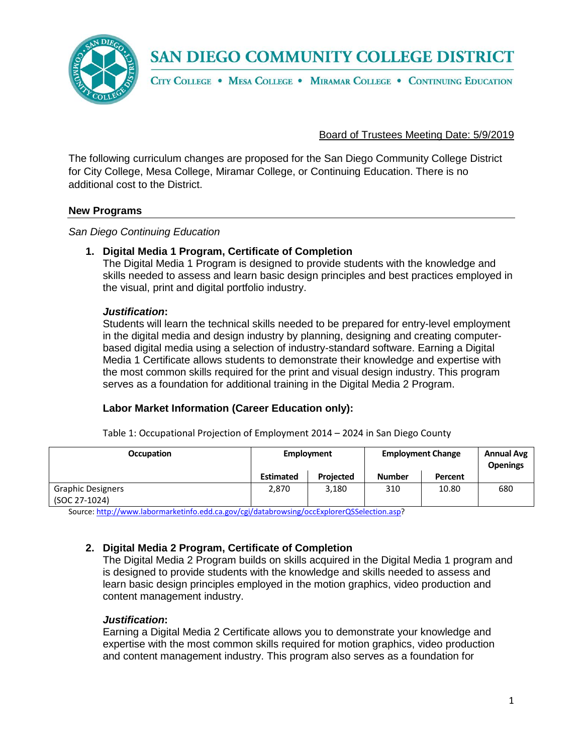# SAN DIEGO COMMUNITY COLLEGE DISTRICT

CITY COLLEGE • MESA COLLEGE • MIRAMAR COLLEGE • CONTINUING EDUCATION

Board of Trustees Meeting Date: 5/9/2019

The following curriculum changes are proposed for the San Diego Community College District for City College, Mesa College, Miramar College, or Continuing Education. There is no additional cost to the District.

## New Programs

*San Diego Continuing Education*

1. **Digital Media 1 Program, Certificate of Completion**
   The Digital Media 1 Program is designed to provide students with the knowledge and skills needed to assess and learn basic design principles and best practices employed in the visual, print and digital portfolio industry.

   ***Justification*:**
   Students will learn the technical skills needed to be prepared for entry-level employment in the digital media and design industry by planning, designing and creating computer-based digital media using a selection of industry-standard software. Earning a Digital Media 1 Certificate allows students to demonstrate their knowledge and expertise with the most common skills required for the print and visual design industry. This program serves as a foundation for additional training in the Digital Media 2 Program.

   **Labor Market Information (Career Education only):**

   Table 1: Occupational Projection of Employment 2014 – 2024 in San Diego County

| Occupation | Employment | | Employment Change | | Annual Avg Openings |
|---|---|---|---|---|---|
| | Estimated | Projected | Number | Percent | |
| Graphic Designers (SOC 27-1024) | 2,870 | 3,180 | 310 | 10.80 | 680 |

   Source: http://www.labormarketinfo.edd.ca.gov/cgi/databrowsing/occExplorerQSSelection.asp?

2. **Digital Media 2 Program, Certificate of Completion**
   The Digital Media 2 Program builds on skills acquired in the Digital Media 1 program and is designed to provide students with the knowledge and skills needed to assess and learn basic design principles employed in the motion graphics, video production and content management industry.

   ***Justification*:**
   Earning a Digital Media 2 Certificate allows you to demonstrate your knowledge and expertise with the most common skills required for motion graphics, video production and content management industry. This program also serves as a foundation for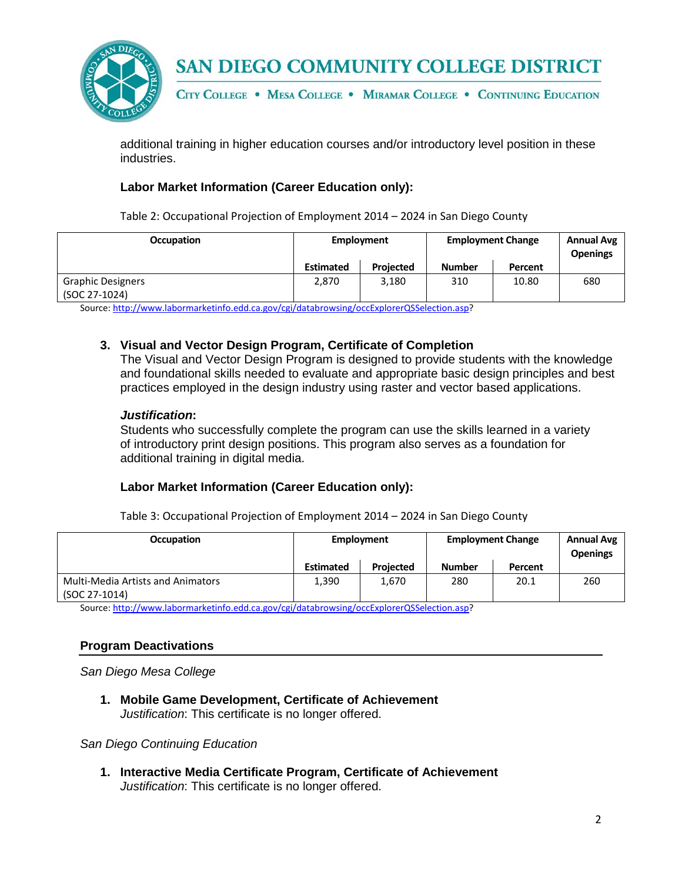additional training in higher education courses and/or introductory level position in these industries.

**Labor Market Information (Career Education only):**

Table 2: Occupational Projection of Employment 2014 – 2024 in San Diego County

| Occupation | Employment | | Employment Change | | Annual Avg Openings |
|---|---|---|---|---|---|
| | Estimated | Projected | Number | Percent | |
| Graphic Designers (SOC 27-1024) | 2,870 | 3,180 | 310 | 10.80 | 680 |

Source: http://www.labormarketinfo.edd.ca.gov/cgi/databrowsing/occExplorerQSSelection.asp?

3. **Visual and Vector Design Program, Certificate of Completion**
   The Visual and Vector Design Program is designed to provide students with the knowledge and foundational skills needed to evaluate and appropriate basic design principles and best practices employed in the design industry using raster and vector based applications.

   ***Justification*:**
   Students who successfully complete the program can use the skills learned in a variety of introductory print design positions. This program also serves as a foundation for additional training in digital media.

   **Labor Market Information (Career Education only):**

Table 3: Occupational Projection of Employment 2014 – 2024 in San Diego County

| Occupation | Employment | | Employment Change | | Annual Avg Openings |
|---|---|---|---|---|---|
| | Estimated | Projected | Number | Percent | |
| Multi-Media Artists and Animators (SOC 27-1014) | 1,390 | 1,670 | 280 | 20.1 | 260 |

Source: http://www.labormarketinfo.edd.ca.gov/cgi/databrowsing/occExplorerQSSelection.asp?

## Program Deactivations

*San Diego Mesa College*

1. **Mobile Game Development, Certificate of Achievement**
   *Justification*: This certificate is no longer offered.

*San Diego Continuing Education*

1. **Interactive Media Certificate Program, Certificate of Achievement**
   *Justification*: This certificate is no longer offered.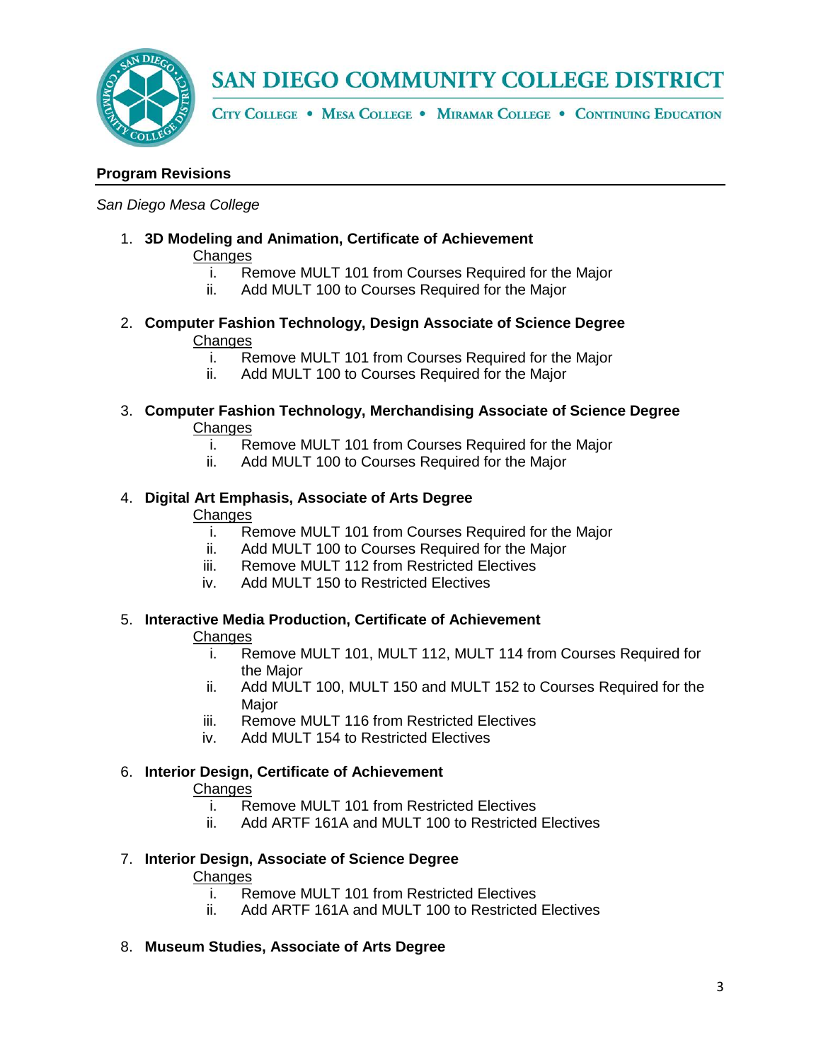## Program Revisions

*San Diego Mesa College*

1. **3D Modeling and Animation, Certificate of Achievement**

   Changes

   i. Remove MULT 101 from Courses Required for the Major
   ii. Add MULT 100 to Courses Required for the Major

2. **Computer Fashion Technology, Design Associate of Science Degree**

   Changes

   i. Remove MULT 101 from Courses Required for the Major
   ii. Add MULT 100 to Courses Required for the Major

3. **Computer Fashion Technology, Merchandising Associate of Science Degree**

   Changes

   i. Remove MULT 101 from Courses Required for the Major
   ii. Add MULT 100 to Courses Required for the Major

4. **Digital Art Emphasis, Associate of Arts Degree**

   Changes

   i. Remove MULT 101 from Courses Required for the Major
   ii. Add MULT 100 to Courses Required for the Major
   iii. Remove MULT 112 from Restricted Electives
   iv. Add MULT 150 to Restricted Electives

5. **Interactive Media Production, Certificate of Achievement**

   Changes

   i. Remove MULT 101, MULT 112, MULT 114 from Courses Required for the Major
   ii. Add MULT 100, MULT 150 and MULT 152 to Courses Required for the Major
   iii. Remove MULT 116 from Restricted Electives
   iv. Add MULT 154 to Restricted Electives

6. **Interior Design, Certificate of Achievement**

   Changes

   i. Remove MULT 101 from Restricted Electives
   ii. Add ARTF 161A and MULT 100 to Restricted Electives

7. **Interior Design, Associate of Science Degree**

   Changes

   i. Remove MULT 101 from Restricted Electives
   ii. Add ARTF 161A and MULT 100 to Restricted Electives

8. **Museum Studies, Associate of Arts Degree**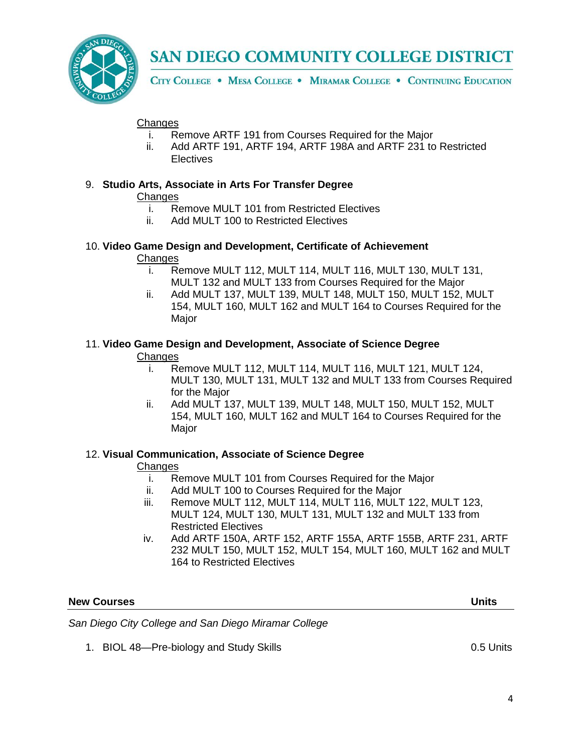Changes

i. Remove ARTF 191 from Courses Required for the Major
ii. Add ARTF 191, ARTF 194, ARTF 198A and ARTF 231 to Restricted Electives

9. **Studio Arts, Associate in Arts For Transfer Degree**

Changes

i. Remove MULT 101 from Restricted Electives
ii. Add MULT 100 to Restricted Electives

10. **Video Game Design and Development, Certificate of Achievement**

Changes

i. Remove MULT 112, MULT 114, MULT 116, MULT 130, MULT 131, MULT 132 and MULT 133 from Courses Required for the Major
ii. Add MULT 137, MULT 139, MULT 148, MULT 150, MULT 152, MULT 154, MULT 160, MULT 162 and MULT 164 to Courses Required for the Major

11. **Video Game Design and Development, Associate of Science Degree**

Changes

i. Remove MULT 112, MULT 114, MULT 116, MULT 121, MULT 124, MULT 130, MULT 131, MULT 132 and MULT 133 from Courses Required for the Major
ii. Add MULT 137, MULT 139, MULT 148, MULT 150, MULT 152, MULT 154, MULT 160, MULT 162 and MULT 164 to Courses Required for the Major

12. **Visual Communication, Associate of Science Degree**

Changes

i. Remove MULT 101 from Courses Required for the Major
ii. Add MULT 100 to Courses Required for the Major
iii. Remove MULT 112, MULT 114, MULT 116, MULT 122, MULT 123, MULT 124, MULT 130, MULT 131, MULT 132 and MULT 133 from Restricted Electives
iv. Add ARTF 150A, ARTF 152, ARTF 155A, ARTF 155B, ARTF 231, ARTF 232 MULT 150, MULT 152, MULT 154, MULT 160, MULT 162 and MULT 164 to Restricted Electives

| **New Courses** | **Units** |
|---|---|
| *San Diego City College and San Diego Miramar College* | |
| 1. BIOL 48—Pre-biology and Study Skills | 0.5 Units |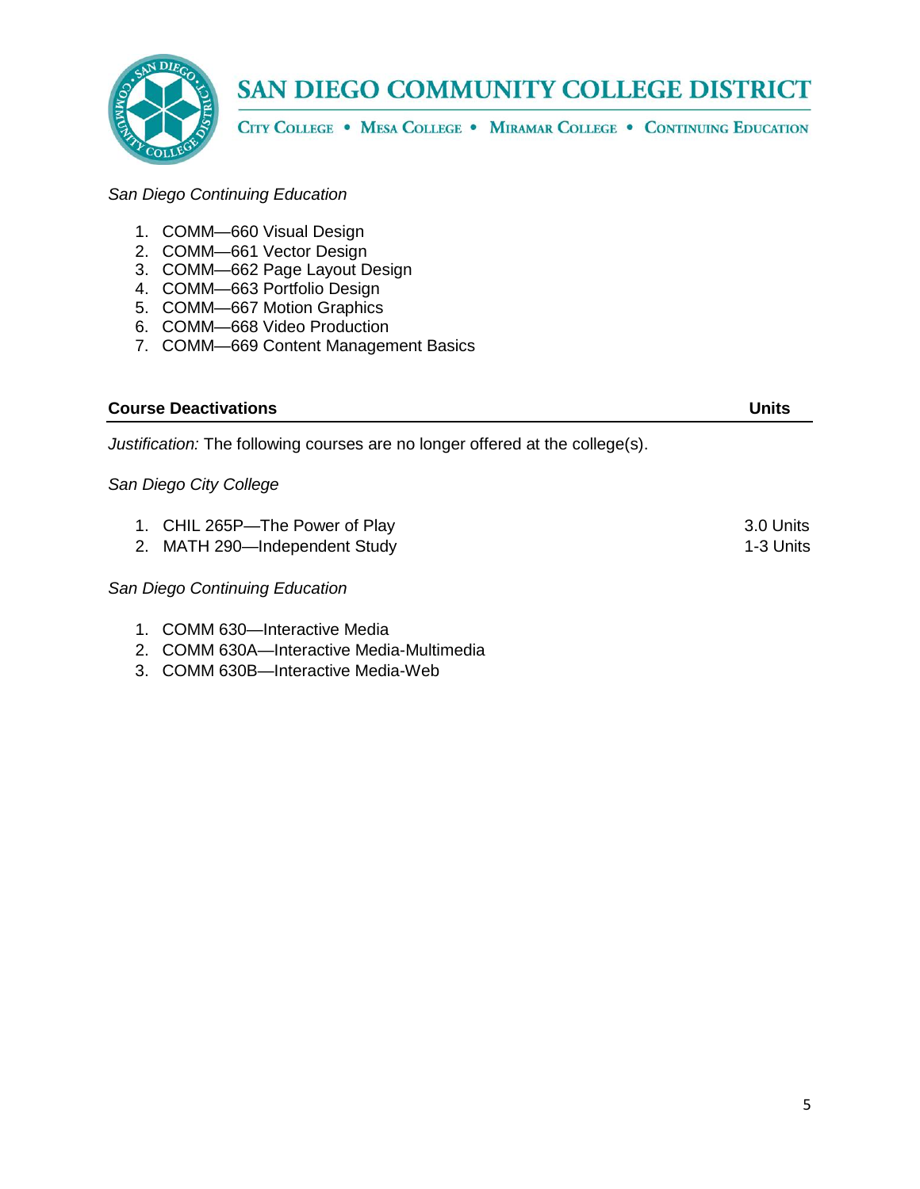*San Diego Continuing Education*

1. COMM—660 Visual Design
2. COMM—661 Vector Design
3. COMM—662 Page Layout Design
4. COMM—663 Portfolio Design
5. COMM—667 Motion Graphics
6. COMM—668 Video Production
7. COMM—669 Content Management Basics

| **Course Deactivations** | **Units** |
|---|---|

*Justification:* The following courses are no longer offered at the college(s).

*San Diego City College*

| | |
|---|---|
| 1. CHIL 265P—The Power of Play | 3.0 Units |
| 2. MATH 290—Independent Study | 1-3 Units |

*San Diego Continuing Education*

1. COMM 630—Interactive Media
2. COMM 630A—Interactive Media-Multimedia
3. COMM 630B—Interactive Media-Web